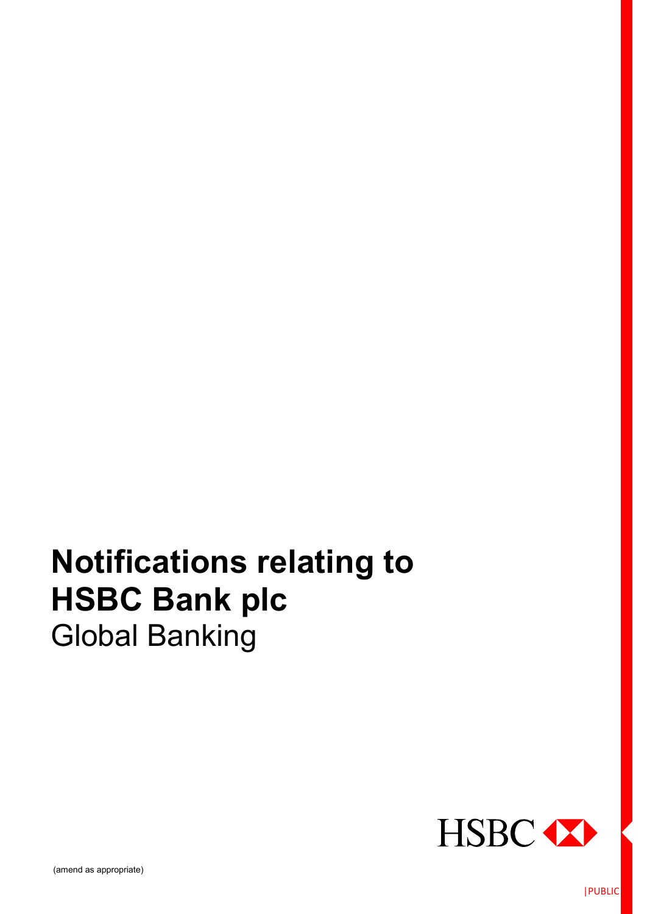# Notifications relating to HSBC Bank plc

Global Banking

(amend as appropriate)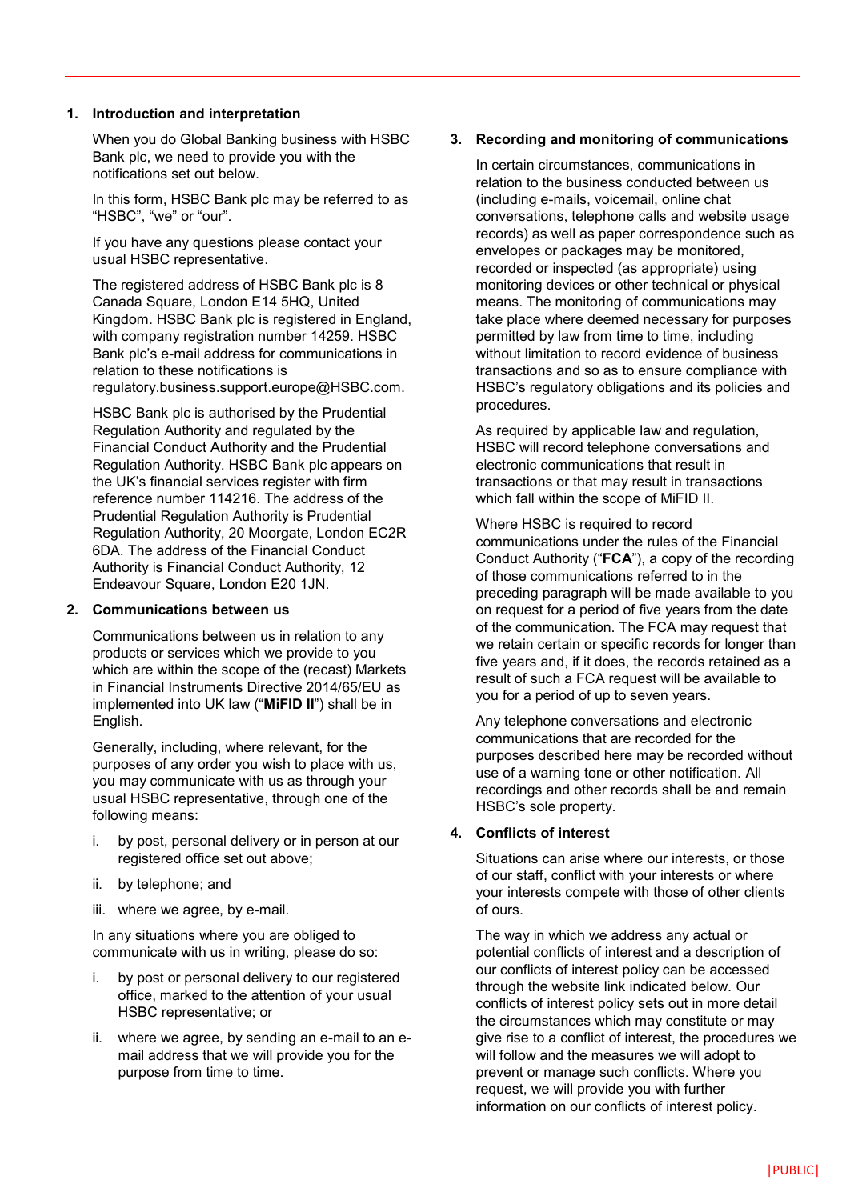## 1. Introduction and interpretation

When you do Global Banking business with HSBC Bank plc, we need to provide you with the notifications set out below.

In this form, HSBC Bank plc may be referred to as "HSBC", "we" or "our".

If you have any questions please contact your usual HSBC representative.

The registered address of HSBC Bank plc is 8 Canada Square, London E14 5HQ, United Kingdom. HSBC Bank plc is registered in England, with company registration number 14259. HSBC Bank plc's e-mail address for communications in relation to these notifications is regulatory.business.support.europe@HSBC.com.

HSBC Bank plc is authorised by the Prudential Regulation Authority and regulated by the Financial Conduct Authority and the Prudential Regulation Authority. HSBC Bank plc appears on the UK's financial services register with firm reference number 114216. The address of the Prudential Regulation Authority is Prudential Regulation Authority, 20 Moorgate, London EC2R 6DA. The address of the Financial Conduct Authority is Financial Conduct Authority, 12 Endeavour Square, London E20 1JN.

## 2. Communications between us

Communications between us in relation to any products or services which we provide to you which are within the scope of the (recast) Markets in Financial Instruments Directive 2014/65/EU as implemented into UK law ("**MiFID II**") shall be in English.

Generally, including, where relevant, for the purposes of any order you wish to place with us, you may communicate with us as through your usual HSBC representative, through one of the following means:

i. by post, personal delivery or in person at our registered office set out above;

ii. by telephone; and

iii. where we agree, by e-mail.

In any situations where you are obliged to communicate with us in writing, please do so:

i. by post or personal delivery to our registered office, marked to the attention of your usual HSBC representative; or

ii. where we agree, by sending an e-mail to an e-mail address that we will provide you for the purpose from time to time.

## 3. Recording and monitoring of communications

In certain circumstances, communications in relation to the business conducted between us (including e-mails, voicemail, online chat conversations, telephone calls and website usage records) as well as paper correspondence such as envelopes or packages may be monitored, recorded or inspected (as appropriate) using monitoring devices or other technical or physical means. The monitoring of communications may take place where deemed necessary for purposes permitted by law from time to time, including without limitation to record evidence of business transactions and so as to ensure compliance with HSBC's regulatory obligations and its policies and procedures.

As required by applicable law and regulation, HSBC will record telephone conversations and electronic communications that result in transactions or that may result in transactions which fall within the scope of MiFID II.

Where HSBC is required to record communications under the rules of the Financial Conduct Authority ("**FCA**"), a copy of the recording of those communications referred to in the preceding paragraph will be made available to you on request for a period of five years from the date of the communication. The FCA may request that we retain certain or specific records for longer than five years and, if it does, the records retained as a result of such a FCA request will be available to you for a period of up to seven years.

Any telephone conversations and electronic communications that are recorded for the purposes described here may be recorded without use of a warning tone or other notification. All recordings and other records shall be and remain HSBC's sole property.

## 4. Conflicts of interest

Situations can arise where our interests, or those of our staff, conflict with your interests or where your interests compete with those of other clients of ours.

The way in which we address any actual or potential conflicts of interest and a description of our conflicts of interest policy can be accessed through the website link indicated below. Our conflicts of interest policy sets out in more detail the circumstances which may constitute or may give rise to a conflict of interest, the procedures we will follow and the measures we will adopt to prevent or manage such conflicts. Where you request, we will provide you with further information on our conflicts of interest policy.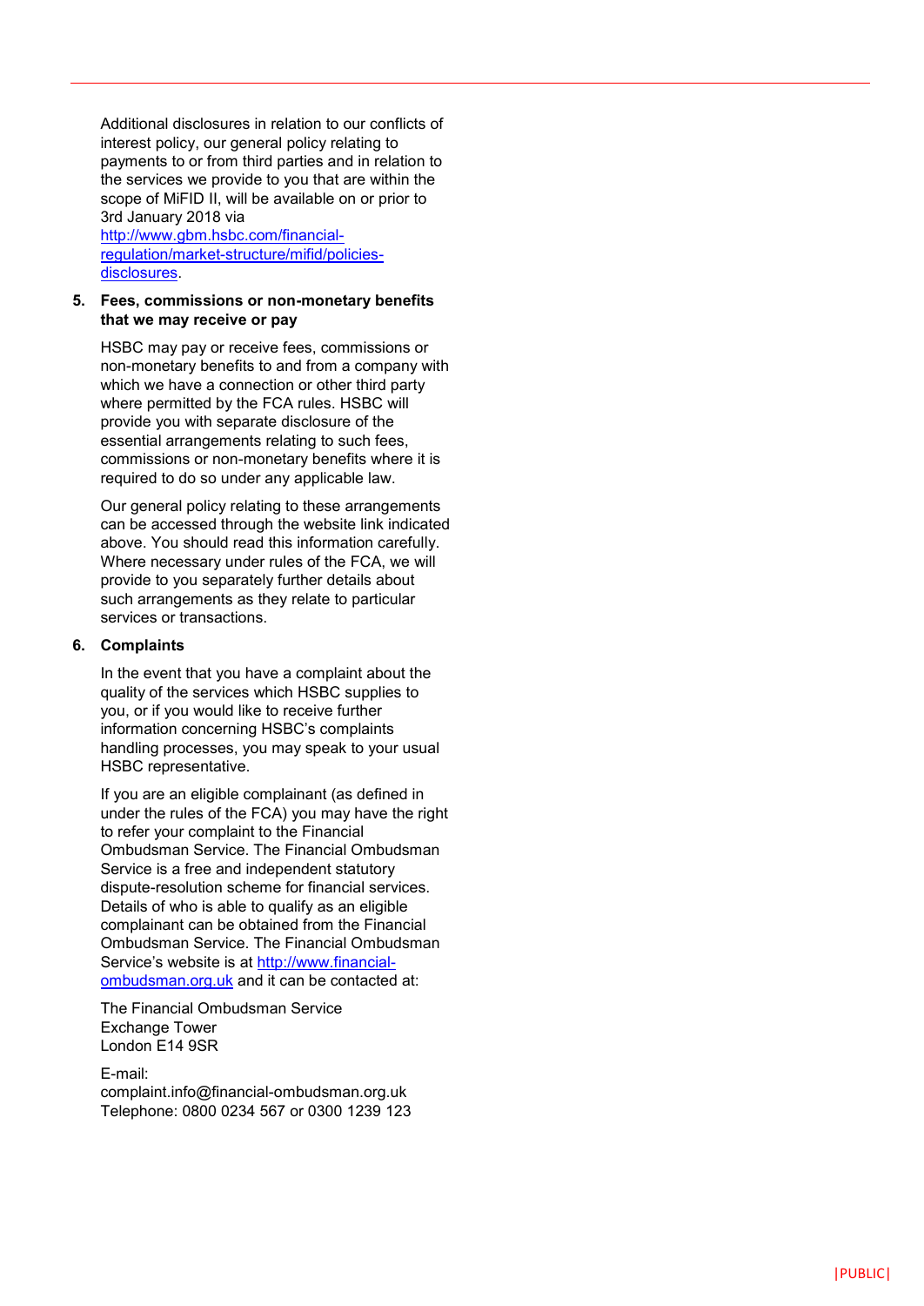Additional disclosures in relation to our conflicts of interest policy, our general policy relating to payments to or from third parties and in relation to the services we provide to you that are within the scope of MiFID II, will be available on or prior to 3rd January 2018 via http://www.gbm.hsbc.com/financial-regulation/market-structure/mifid/policies-disclosures.

**5. Fees, commissions or non-monetary benefits that we may receive or pay**

HSBC may pay or receive fees, commissions or non-monetary benefits to and from a company with which we have a connection or other third party where permitted by the FCA rules. HSBC will provide you with separate disclosure of the essential arrangements relating to such fees, commissions or non-monetary benefits where it is required to do so under any applicable law.

Our general policy relating to these arrangements can be accessed through the website link indicated above. You should read this information carefully. Where necessary under rules of the FCA, we will provide to you separately further details about such arrangements as they relate to particular services or transactions.

**6. Complaints**

In the event that you have a complaint about the quality of the services which HSBC supplies to you, or if you would like to receive further information concerning HSBC's complaints handling processes, you may speak to your usual HSBC representative.

If you are an eligible complainant (as defined in under the rules of the FCA) you may have the right to refer your complaint to the Financial Ombudsman Service. The Financial Ombudsman Service is a free and independent statutory dispute-resolution scheme for financial services. Details of who is able to qualify as an eligible complainant can be obtained from the Financial Ombudsman Service. The Financial Ombudsman Service's website is at http://www.financial-ombudsman.org.uk and it can be contacted at:

The Financial Ombudsman Service
Exchange Tower
London E14 9SR

E-mail:
complaint.info@financial-ombudsman.org.uk
Telephone: 0800 0234 567 or 0300 1239 123